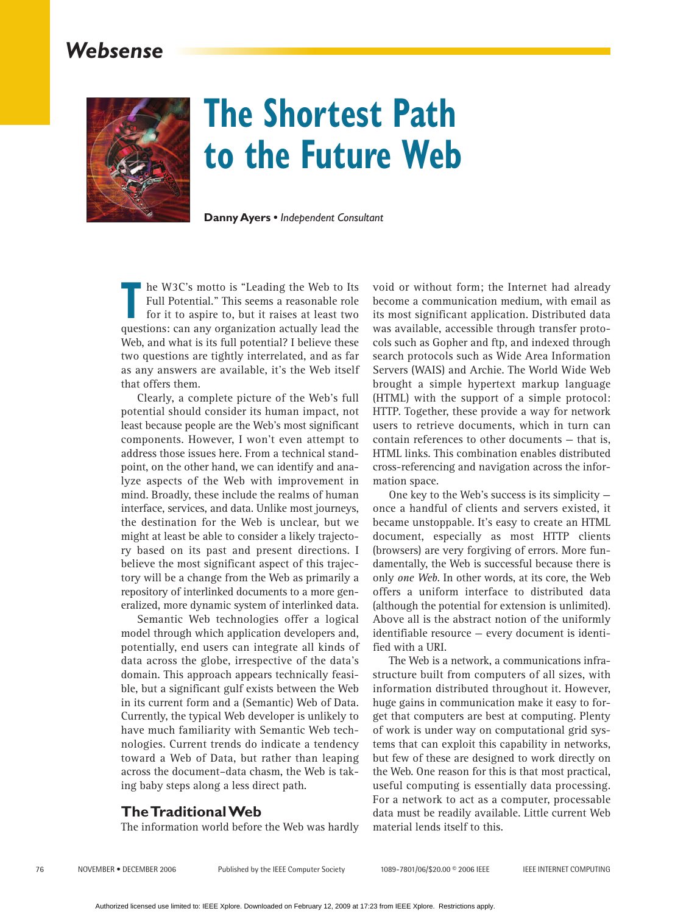# The Shortest Path to the Future Web

**Danny Ayers** • *Independent Consultant*

The W3C's motto is "Leading the Web to Its Full Potential." This seems a reasonable role for it to aspire to, but it raises at least two questions: can any organization actually lead the Web, and what is its full potential? I believe these two questions are tightly interrelated, and as far as any answers are available, it's the Web itself that offers them.

Clearly, a complete picture of the Web's full potential should consider its human impact, not least because people are the Web's most significant components. However, I won't even attempt to address those issues here. From a technical standpoint, on the other hand, we can identify and analyze aspects of the Web with improvement in mind. Broadly, these include the realms of human interface, services, and data. Unlike most journeys, the destination for the Web is unclear, but we might at least be able to consider a likely trajectory based on its past and present directions. I believe the most significant aspect of this trajectory will be a change from the Web as primarily a repository of interlinked documents to a more generalized, more dynamic system of interlinked data.

Semantic Web technologies offer a logical model through which application developers and, potentially, end users can integrate all kinds of data across the globe, irrespective of the data's domain. This approach appears technically feasible, but a significant gulf exists between the Web in its current form and a (Semantic) Web of Data. Currently, the typical Web developer is unlikely to have much familiarity with Semantic Web technologies. Current trends do indicate a tendency toward a Web of Data, but rather than leaping across the document–data chasm, the Web is taking baby steps along a less direct path.

## The Traditional Web

The information world before the Web was hardly void or without form; the Internet had already become a communication medium, with email as its most significant application. Distributed data was available, accessible through transfer protocols such as Gopher and ftp, and indexed through search protocols such as Wide Area Information Servers (WAIS) and Archie. The World Wide Web brought a simple hypertext markup language (HTML) with the support of a simple protocol: HTTP. Together, these provide a way for network users to retrieve documents, which in turn can contain references to other documents – that is, HTML links. This combination enables distributed cross-referencing and navigation across the information space.

One key to the Web's success is its simplicity – once a handful of clients and servers existed, it became unstoppable. It's easy to create an HTML document, especially as most HTTP clients (browsers) are very forgiving of errors. More fundamentally, the Web is successful because there is only *one Web*. In other words, at its core, the Web offers a uniform interface to distributed data (although the potential for extension is unlimited). Above all is the abstract notion of the uniformly identifiable resource – every document is identified with a URI.

The Web is a network, a communications infrastructure built from computers of all sizes, with information distributed throughout it. However, huge gains in communication make it easy to forget that computers are best at computing. Plenty of work is under way on computational grid systems that can exploit this capability in networks, but few of these are designed to work directly on the Web. One reason for this is that most practical, useful computing is essentially data processing. For a network to act as a computer, processable data must be readily available. Little current Web material lends itself to this.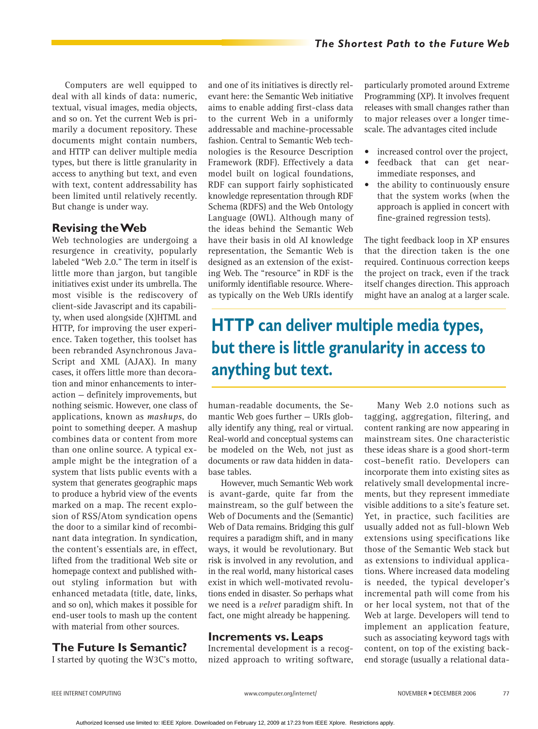Computers are well equipped to deal with all kinds of data: numeric, textual, visual images, media objects, and so on. Yet the current Web is primarily a document repository. These documents might contain numbers, and HTTP can deliver multiple media types, but there is little granularity in access to anything but text, and even with text, content addressability has been limited until relatively recently. But change is under way.

## Revising the Web

Web technologies are undergoing a resurgence in creativity, popularly labeled "Web 2.0." The term in itself is little more than jargon, but tangible initiatives exist under its umbrella. The most visible is the rediscovery of client-side Javascript and its capability, when used alongside (X)HTML and HTTP, for improving the user experience. Taken together, this toolset has been rebranded Asynchronous JavaScript and XML (AJAX). In many cases, it offers little more than decoration and minor enhancements to interaction — definitely improvements, but nothing seismic. However, one class of applications, known as *mashups*, do point to something deeper. A mashup combines data or content from more than one online source. A typical example might be the integration of a system that lists public events with a system that generates geographic maps to produce a hybrid view of the events marked on a map. The recent explosion of RSS/Atom syndication opens the door to a similar kind of recombinant data integration. In syndication, the content's essentials are, in effect, lifted from the traditional Web site or homepage context and published without styling information but with enhanced metadata (title, date, links, and so on), which makes it possible for end-user tools to mash up the content with material from other sources.

## The Future Is Semantic?

I started by quoting the W3C's motto, and one of its initiatives is directly relevant here: the Semantic Web initiative aims to enable adding first-class data to the current Web in a uniformly addressable and machine-processable fashion. Central to Semantic Web technologies is the Resource Description Framework (RDF). Effectively a data model built on logical foundations, RDF can support fairly sophisticated knowledge representation through RDF Schema (RDFS) and the Web Ontology Language (OWL). Although many of the ideas behind the Semantic Web have their basis in old AI knowledge representation, the Semantic Web is designed as an extension of the existing Web. The "resource" in RDF is the uniformly identifiable resource. Whereas typically on the Web URIs identify human-readable documents, the Semantic Web goes further — URIs globally identify any thing, real or virtual. Real-world and conceptual systems can be modeled on the Web, not just as documents or raw data hidden in database tables.

However, much Semantic Web work is avant-garde, quite far from the mainstream, so the gulf between the Web of Documents and the (Semantic) Web of Data remains. Bridging this gulf requires a paradigm shift, and in many ways, it would be revolutionary. But risk is involved in any revolution, and in the real world, many historical cases exist in which well-motivated revolutions ended in disaster. So perhaps what we need is a *velvet* paradigm shift. In fact, one might already be happening.

## Increments vs. Leaps

Incremental development is a recognized approach to writing software, particularly promoted around Extreme Programming (XP). It involves frequent releases with small changes rather than to major releases over a longer timescale. The advantages cited include

- increased control over the project,
- feedback that can get near-immediate responses, and
- the ability to continuously ensure that the system works (when the approach is applied in concert with fine-grained regression tests).

The tight feedback loop in XP ensures that the direction taken is the one required. Continuous correction keeps the project on track, even if the track itself changes direction. This approach might have an analog at a larger scale.

**HTTP can deliver multiple media types, but there is little granularity in access to anything but text.**

Many Web 2.0 notions such as tagging, aggregation, filtering, and content ranking are now appearing in mainstream sites. One characteristic these ideas share is a good short-term cost–benefit ratio. Developers can incorporate them into existing sites as relatively small developmental increments, but they represent immediate visible additions to a site's feature set. Yet, in practice, such facilities are usually added not as full-blown Web extensions using specifications like those of the Semantic Web stack but as extensions to individual applications. Where increased data modeling is needed, the typical developer's incremental path will come from his or her local system, not that of the Web at large. Developers will tend to implement an application feature, such as associating keyword tags with content, on top of the existing back-end storage (usually a relational data-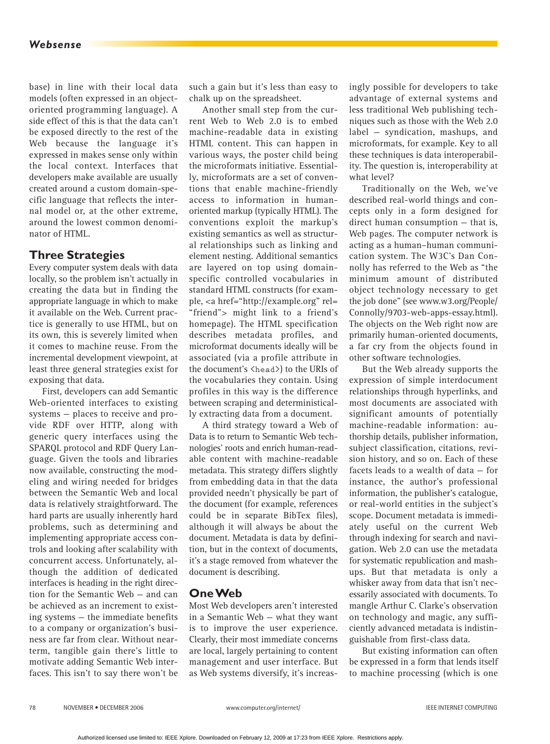base) in line with their local data models (often expressed in an object-oriented programming language). A side effect of this is that the data can't be exposed directly to the rest of the Web because the language it's expressed in makes sense only within the local context. Interfaces that developers make available are usually created around a custom domain-specific language that reflects the internal model or, at the other extreme, around the lowest common denominator of HTML.

## Three Strategies

Every computer system deals with data locally, so the problem isn't actually in creating the data but in finding the appropriate language in which to make it available on the Web. Current practice is generally to use HTML, but on its own, this is severely limited when it comes to machine reuse. From the incremental development viewpoint, at least three general strategies exist for exposing that data.

First, developers can add Semantic Web-oriented interfaces to existing systems — places to receive and provide RDF over HTTP, along with generic query interfaces using the SPARQL protocol and RDF Query Language. Given the tools and libraries now available, constructing the modeling and wiring needed for bridges between the Semantic Web and local data is relatively straightforward. The hard parts are usually inherently hard problems, such as determining and implementing appropriate access controls and looking after scalability with concurrent access. Unfortunately, although the addition of dedicated interfaces is heading in the right direction for the Semantic Web — and can be achieved as an increment to existing systems — the immediate benefits to a company or organization's business are far from clear. Without near-term, tangible gain there's little to motivate adding Semantic Web interfaces. This isn't to say there won't be such a gain but it's less than easy to chalk up on the spreadsheet.

Another small step from the current Web to Web 2.0 is to embed machine-readable data in existing HTML content. This can happen in various ways, the poster child being the microformats initiative. Essentially, microformats are a set of conventions that enable machine-friendly access to information in human-oriented markup (typically HTML). The conventions exploit the markup's existing semantics as well as structural relationships such as linking and element nesting. Additional semantics are layered on top using domain-specific controlled vocabularies in standard HTML constructs (for example, <a href="http://example.org" rel="friend"> might link to a friend's homepage). The HTML specification describes metadata profiles, and microformat documents ideally will be associated (via a profile attribute in the document's `<head>`) to the URIs of the vocabularies they contain. Using profiles in this way is the difference between scraping and deterministically extracting data from a document.

A third strategy toward a Web of Data is to return to Semantic Web technologies' roots and enrich human-readable content with machine-readable metadata. This strategy differs slightly from embedding data in that the data provided needn't physically be part of the document (for example, references could be in separate BibTex files), although it will always be about the document. Metadata is data by definition, but in the context of documents, it's a stage removed from whatever the document is describing.

## One Web

Most Web developers aren't interested in a Semantic Web — what they want is to improve the user experience. Clearly, their most immediate concerns are local, largely pertaining to content management and user interface. But as Web systems diversify, it's increasingly possible for developers to take advantage of external systems and less traditional Web publishing techniques such as those with the Web 2.0 label — syndication, mashups, and microformats, for example. Key to all these techniques is data interoperability. The question is, interoperability at what level?

Traditionally on the Web, we've described real-world things and concepts only in a form designed for direct human consumption — that is, Web pages. The computer network is acting as a human–human communication system. The W3C's Dan Connolly has referred to the Web as "the minimum amount of distributed object technology necessary to get the job done" (see www.w3.org/People/Connolly/9703-web-apps-essay.html). The objects on the Web right now are primarily human-oriented documents, a far cry from the objects found in other software technologies.

But the Web already supports the expression of simple interdocument relationships through hyperlinks, and most documents are associated with significant amounts of potentially machine-readable information: authorship details, publisher information, subject classification, citations, revision history, and so on. Each of these facets leads to a wealth of data — for instance, the author's professional information, the publisher's catalogue, or real-world entities in the subject's scope. Document metadata is immediately useful on the current Web through indexing for search and navigation. Web 2.0 can use the metadata for systematic republication and mashups. But that metadata is only a whisker away from data that isn't necessarily associated with documents. To mangle Arthur C. Clarke's observation on technology and magic, any sufficiently advanced metadata is indistinguishable from first-class data.

But existing information can often be expressed in a form that lends itself to machine processing (which is one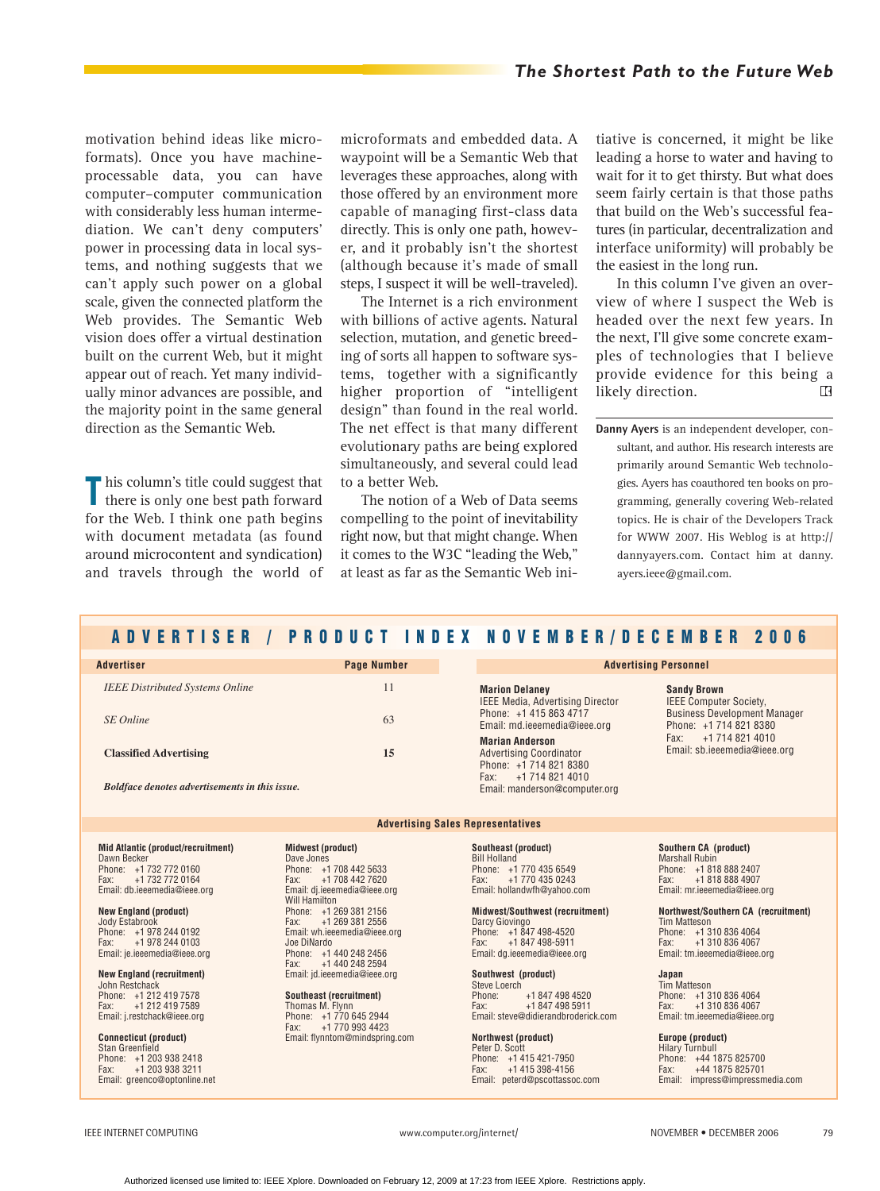motivation behind ideas like microformats). Once you have machine-processable data, you can have computer–computer communication with considerably less human intermediation. We can't deny computers' power in processing data in local systems, and nothing suggests that we can't apply such power on a global scale, given the connected platform the Web provides. The Semantic Web vision does offer a virtual destination built on the current Web, but it might appear out of reach. Yet many individually minor advances are possible, and the majority point in the same general direction as the Semantic Web.

This column's title could suggest that there is only one best path forward for the Web. I think one path begins with document metadata (as found around microcontent and syndication) and travels through the world of microformats and embedded data. A waypoint will be a Semantic Web that leverages these approaches, along with those offered by an environment more capable of managing first-class data directly. This is only one path, however, and it probably isn't the shortest (although because it's made of small steps, I suspect it will be well-traveled).

The Internet is a rich environment with billions of active agents. Natural selection, mutation, and genetic breeding of sorts all happen to software systems, together with a significantly higher proportion of "intelligent design" than found in the real world. The net effect is that many different evolutionary paths are being explored simultaneously, and several could lead to a better Web.

The notion of a Web of Data seems compelling to the point of inevitability right now, but that might change. When it comes to the W3C "leading the Web," at least as far as the Semantic Web initiative is concerned, it might be like leading a horse to water and having to wait for it to get thirsty. But what does seem fairly certain is that those paths that build on the Web's successful features (in particular, decentralization and interface uniformity) will probably be the easiest in the long run.

In this column I've given an overview of where I suspect the Web is headed over the next few years. In the next, I'll give some concrete examples of technologies that I believe provide evidence for this being a likely direction.

**Danny Ayers** is an independent developer, consultant, and author. His research interests are primarily around Semantic Web technologies. Ayers has coauthored ten books on programming, generally covering Web-related topics. He is chair of the Developers Track for WWW 2007. His Weblog is at http://dannyayers.com. Contact him at danny.ayers.ieee@gmail.com.

## ADVERTISER / PRODUCT INDEX NOVEMBER/DECEMBER 2006

| Advertiser | Page Number |
|---|---|
| *IEEE Distributed Systems Online* | 11 |
| *SE Online* | 63 |
| **Classified Advertising** | **15** |

***Boldface denotes advertisements in this issue.***

### Advertising Personnel

**Marion Delaney**
IEEE Media, Advertising Director
Phone: +1 415 863 4717
Email: md.ieeemedia@ieee.org

**Marian Anderson**
Advertising Coordinator
Phone: +1 714 821 8380
Fax: +1 714 821 4010
Email: manderson@computer.org

**Sandy Brown**
IEEE Computer Society,
Business Development Manager
Phone: +1 714 821 8380
Fax: +1 714 821 4010
Email: sb.ieeemedia@ieee.org

### Advertising Sales Representatives

**Mid Atlantic (product/recruitment)**
Dawn Becker
Phone: +1 732 772 0160
Fax: +1 732 772 0164
Email: db.ieeemedia@ieee.org

**New England (product)**
Jody Estabrook
Phone: +1 978 244 0192
Fax: +1 978 244 0103
Email: je.ieeemedia@ieee.org

**New England (recruitment)**
John Restchack
Phone: +1 212 419 7578
Fax: +1 212 419 7589
Email: j.restchack@ieee.org

**Connecticut (product)**
Stan Greenfield
Phone: +1 203 938 2418
Fax: +1 203 938 3211
Email: greenco@optonline.net

**Midwest (product)**
Dave Jones
Phone: +1 708 442 5633
Fax: +1 708 442 7620
Email: dj.ieeemedia@ieee.org
Will Hamilton
Phone: +1 269 381 2156
Fax: +1 269 381 2556
Email: wh.ieeemedia@ieee.org
Joe DiNardo
Phone: +1 440 248 2456
Fax: +1 440 248 2594
Email: jd.ieeemedia@ieee.org

**Southeast (recruitment)**
Thomas M. Flynn
Phone: +1 770 645 2944
Fax: +1 770 993 4423
Email: flynntom@mindspring.com

**Southeast (product)**
Bill Holland
Phone: +1 770 435 6549
Fax: +1 770 435 0243
Email: hollandwfh@yahoo.com

**Midwest/Southwest (recruitment)**
Darcy Giovingo
Phone: +1 847 498-4520
Fax: +1 847 498-5911
Email: dg.ieeemedia@ieee.org

**Southwest (product)**
Steve Loerch
Phone: +1 847 498 4520
Fax: +1 847 498 5911
Email: steve@didierandbroderick.com

**Northwest (product)**
Peter D. Scott
Phone: +1 415 421-7950
Fax: +1 415 398-4156
Email: peterd@pscottassoc.com

**Southern CA (product)**
Marshall Rubin
Phone: +1 818 888 2407
Fax: +1 818 888 4907
Email: mr.ieeemedia@ieee.org

**Northwest/Southern CA (recruitment)**
Tim Matteson
Phone: +1 310 836 4064
Fax: +1 310 836 4067
Email: tm.ieeemedia@ieee.org

**Japan**
Tim Matteson
Phone: +1 310 836 4064
Fax: +1 310 836 4067
Email: tm.ieeemedia@ieee.org

**Europe (product)**
Hilary Turnbull
Phone: +44 1875 825700
Fax: +44 1875 825701
Email: impress@impressmedia.com